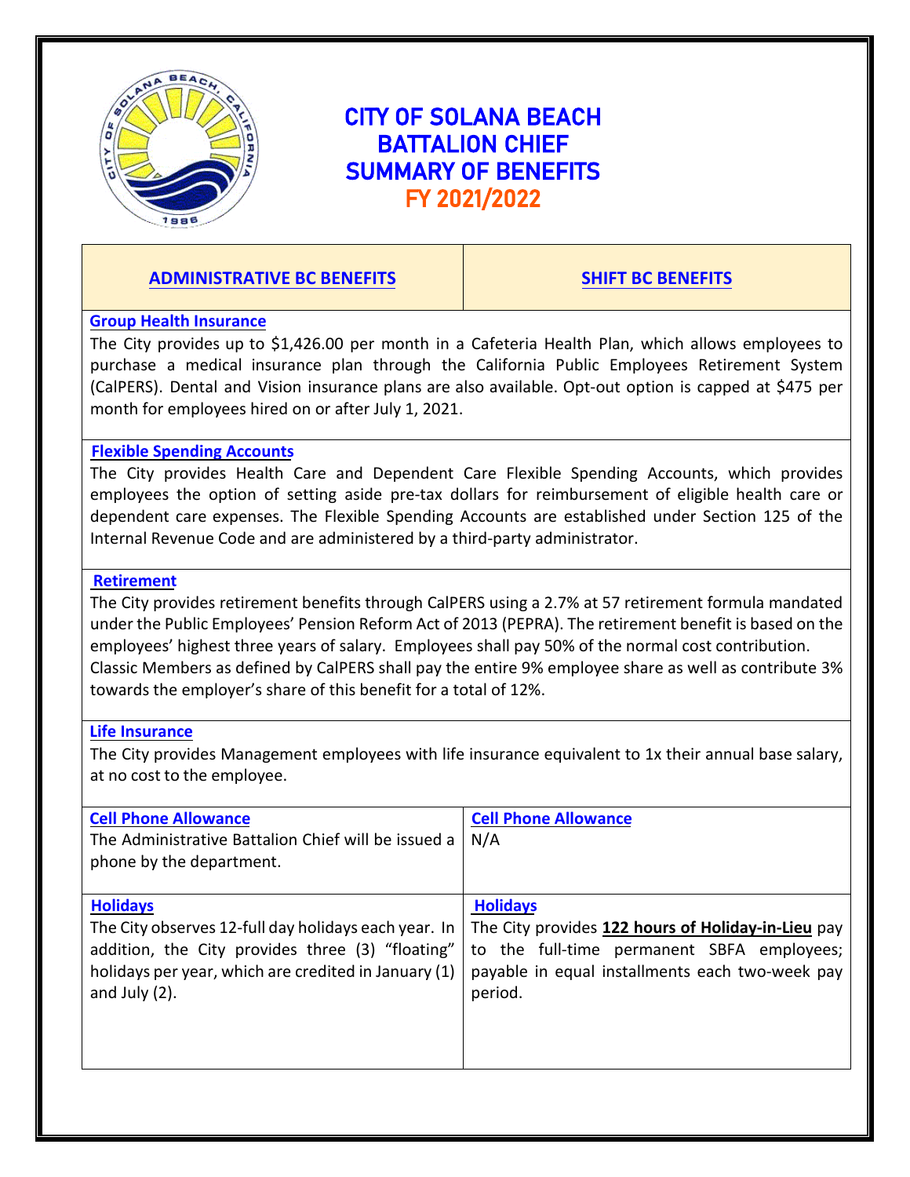# CITY OF SOLANA BEACH
# BATTALION CHIEF
# SUMMARY OF BENEFITS
## FY 2021/2022

| ADMINISTRATIVE BC BENEFITS | SHIFT BC BENEFITS |
|---|---|

### Group Health Insurance

The City provides up to $1,426.00 per month in a Cafeteria Health Plan, which allows employees to purchase a medical insurance plan through the California Public Employees Retirement System (CalPERS). Dental and Vision insurance plans are also available. Opt-out option is capped at $475 per month for employees hired on or after July 1, 2021.

### Flexible Spending Accounts

The City provides Health Care and Dependent Care Flexible Spending Accounts, which provides employees the option of setting aside pre-tax dollars for reimbursement of eligible health care or dependent care expenses. The Flexible Spending Accounts are established under Section 125 of the Internal Revenue Code and are administered by a third-party administrator.

### Retirement

The City provides retirement benefits through CalPERS using a 2.7% at 57 retirement formula mandated under the Public Employees' Pension Reform Act of 2013 (PEPRA). The retirement benefit is based on the employees' highest three years of salary. Employees shall pay 50% of the normal cost contribution.
Classic Members as defined by CalPERS shall pay the entire 9% employee share as well as contribute 3% towards the employer's share of this benefit for a total of 12%.

### Life Insurance

The City provides Management employees with life insurance equivalent to 1x their annual base salary, at no cost to the employee.

| ADMINISTRATIVE BC BENEFITS | SHIFT BC BENEFITS |
|---|---|
| **Cell Phone Allowance**<br>The Administrative Battalion Chief will be issued a phone by the department. | **Cell Phone Allowance**<br>N/A |
| **Holidays**<br>The City observes 12-full day holidays each year. In addition, the City provides three (3) "floating" holidays per year, which are credited in January (1) and July (2). | **Holidays**<br>The City provides **122 hours of Holiday-in-Lieu** pay to the full-time permanent SBFA employees; payable in equal installments each two-week pay period. |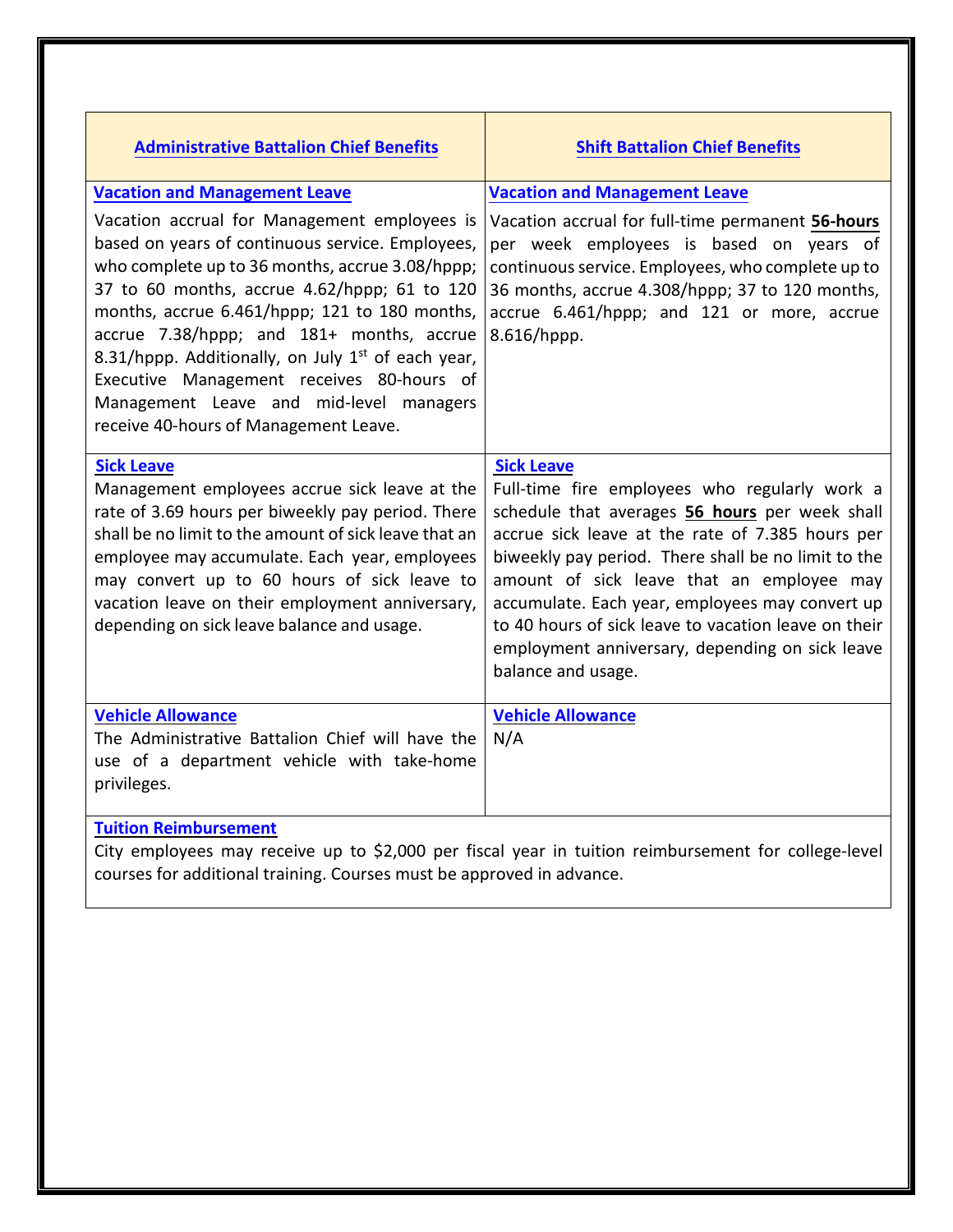| Administrative Battalion Chief Benefits | Shift Battalion Chief Benefits |
|---|---|
| **Vacation and Management Leave**<br>Vacation accrual for Management employees is based on years of continuous service. Employees, who complete up to 36 months, accrue 3.08/hppp; 37 to 60 months, accrue 4.62/hppp; 61 to 120 months, accrue 6.461/hppp; 121 to 180 months, accrue 7.38/hppp; and 181+ months, accrue 8.31/hppp. Additionally, on July 1st of each year, Executive Management receives 80-hours of Management Leave and mid-level managers receive 40-hours of Management Leave. | **Vacation and Management Leave**<br>Vacation accrual for full-time permanent **56-hours** per week employees is based on years of continuous service. Employees, who complete up to 36 months, accrue 4.308/hppp; 37 to 120 months, accrue 6.461/hppp; and 121 or more, accrue 8.616/hppp. |
| **Sick Leave**<br>Management employees accrue sick leave at the rate of 3.69 hours per biweekly pay period. There shall be no limit to the amount of sick leave that an employee may accumulate. Each year, employees may convert up to 60 hours of sick leave to vacation leave on their employment anniversary, depending on sick leave balance and usage. | **Sick Leave**<br>Full-time fire employees who regularly work a schedule that averages **56 hours** per week shall accrue sick leave at the rate of 7.385 hours per biweekly pay period. There shall be no limit to the amount of sick leave that an employee may accumulate. Each year, employees may convert up to 40 hours of sick leave to vacation leave on their employment anniversary, depending on sick leave balance and usage. |
| **Vehicle Allowance**<br>The Administrative Battalion Chief will have the use of a department vehicle with take-home privileges. | **Vehicle Allowance**<br>N/A |
| **Tuition Reimbursement**<br>City employees may receive up to $2,000 per fiscal year in tuition reimbursement for college-level courses for additional training. Courses must be approved in advance. | |